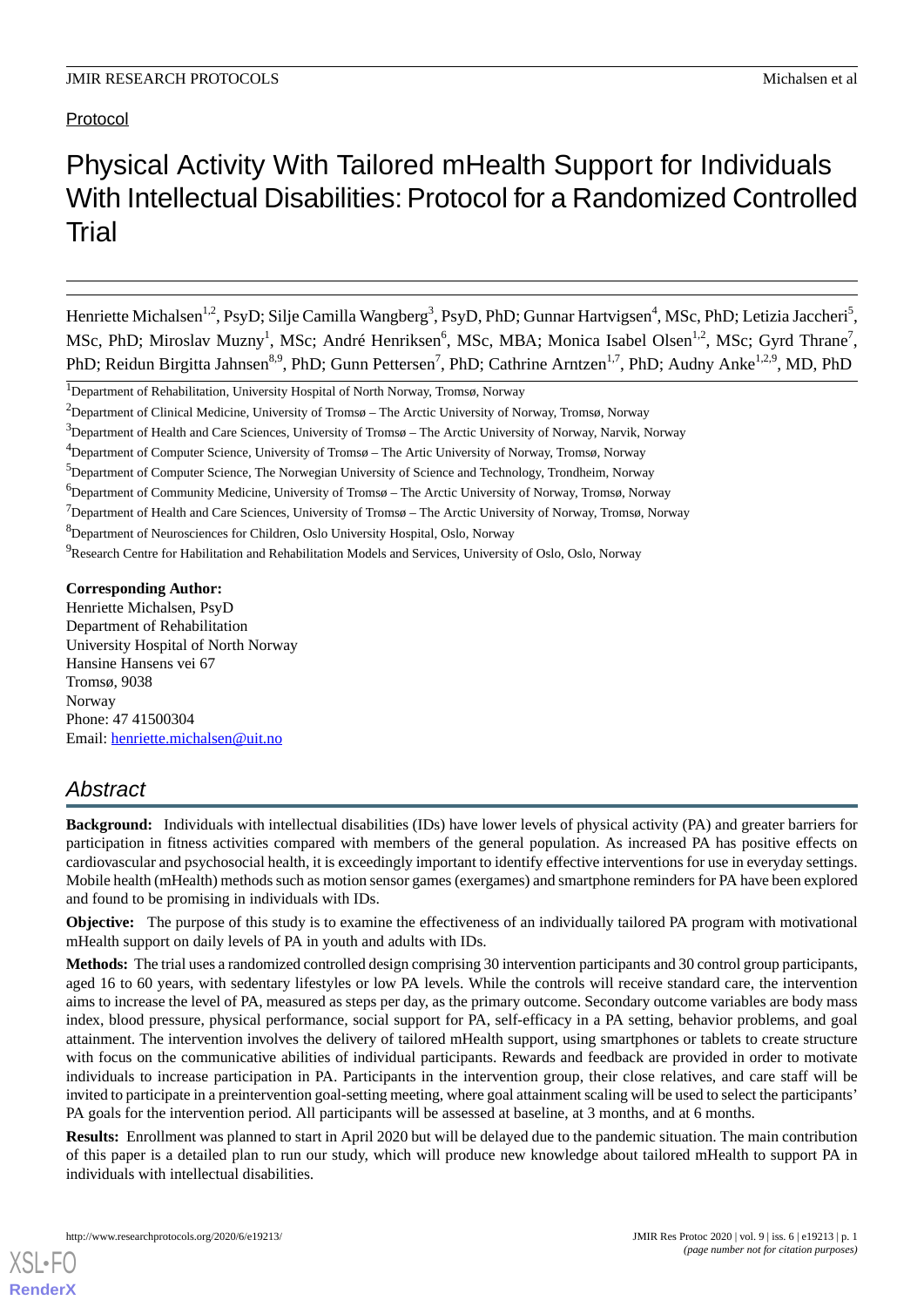Protocol

# Physical Activity With Tailored mHealth Support for Individuals With Intellectual Disabilities: Protocol for a Randomized Controlled Trial

Henriette Michalsen[1,2], PsyD; Silje Camilla Wangberg[3], PsyD, PhD; Gunnar Hartvigsen[4], MSc, PhD; Letizia Jaccheri[5], MSc, PhD; Miroslav Muzny[1], MSc; André Henriksen[6], MSc, MBA; Monica Isabel Olsen[1,2], MSc; Gyrd Thrane[7], PhD; Reidun Birgitta Jahnsen[8,9], PhD; Gunn Pettersen[7], PhD; Cathrine Arntzen[1,7], PhD; Audny Anke[1,2,9], MD, PhD

[1]Department of Rehabilitation, University Hospital of North Norway, Tromsø, Norway

[2]Department of Clinical Medicine, University of Tromsø – The Arctic University of Norway, Tromsø, Norway

[3]Department of Health and Care Sciences, University of Tromsø – The Arctic University of Norway, Narvik, Norway

[4]Department of Computer Science, University of Tromsø – The Artic University of Norway, Tromsø, Norway

[5]Department of Computer Science, The Norwegian University of Science and Technology, Trondheim, Norway

[6]Department of Community Medicine, University of Tromsø – The Arctic University of Norway, Tromsø, Norway

[7]Department of Health and Care Sciences, University of Tromsø – The Arctic University of Norway, Tromsø, Norway

[8]Department of Neurosciences for Children, Oslo University Hospital, Oslo, Norway

[9]Research Centre for Habilitation and Rehabilitation Models and Services, University of Oslo, Oslo, Norway

**Corresponding Author:**
Henriette Michalsen, PsyD
Department of Rehabilitation
University Hospital of North Norway
Hansine Hansens vei 67
Tromsø, 9038
Norway
Phone: 47 41500304
Email: henriette.michalsen@uit.no

## *Abstract*

**Background:** Individuals with intellectual disabilities (IDs) have lower levels of physical activity (PA) and greater barriers for participation in fitness activities compared with members of the general population. As increased PA has positive effects on cardiovascular and psychosocial health, it is exceedingly important to identify effective interventions for use in everyday settings. Mobile health (mHealth) methods such as motion sensor games (exergames) and smartphone reminders for PA have been explored and found to be promising in individuals with IDs.

**Objective:** The purpose of this study is to examine the effectiveness of an individually tailored PA program with motivational mHealth support on daily levels of PA in youth and adults with IDs.

**Methods:** The trial uses a randomized controlled design comprising 30 intervention participants and 30 control group participants, aged 16 to 60 years, with sedentary lifestyles or low PA levels. While the controls will receive standard care, the intervention aims to increase the level of PA, measured as steps per day, as the primary outcome. Secondary outcome variables are body mass index, blood pressure, physical performance, social support for PA, self-efficacy in a PA setting, behavior problems, and goal attainment. The intervention involves the delivery of tailored mHealth support, using smartphones or tablets to create structure with focus on the communicative abilities of individual participants. Rewards and feedback are provided in order to motivate individuals to increase participation in PA. Participants in the intervention group, their close relatives, and care staff will be invited to participate in a preintervention goal-setting meeting, where goal attainment scaling will be used to select the participants' PA goals for the intervention period. All participants will be assessed at baseline, at 3 months, and at 6 months.

**Results:** Enrollment was planned to start in April 2020 but will be delayed due to the pandemic situation. The main contribution of this paper is a detailed plan to run our study, which will produce new knowledge about tailored mHealth to support PA in individuals with intellectual disabilities.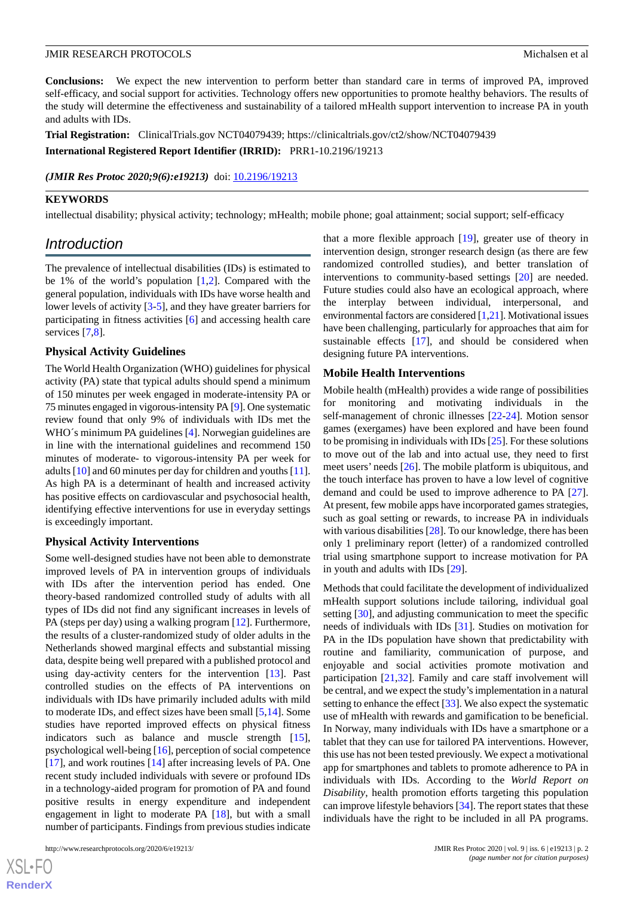**Conclusions:** We expect the new intervention to perform better than standard care in terms of improved PA, improved self-efficacy, and social support for activities. Technology offers new opportunities to promote healthy behaviors. The results of the study will determine the effectiveness and sustainability of a tailored mHealth support intervention to increase PA in youth and adults with IDs.

**Trial Registration:** ClinicalTrials.gov NCT04079439; https://clinicaltrials.gov/ct2/show/NCT04079439

**International Registered Report Identifier (IRRID):** PRR1-10.2196/19213

***(JMIR Res Protoc 2020;9(6):e19213)*** doi: 10.2196/19213

**KEYWORDS**

intellectual disability; physical activity; technology; mHealth; mobile phone; goal attainment; social support; self-efficacy

## Introduction

The prevalence of intellectual disabilities (IDs) is estimated to be 1% of the world's population [1,2]. Compared with the general population, individuals with IDs have worse health and lower levels of activity [3-5], and they have greater barriers for participating in fitness activities [6] and accessing health care services [7,8].

### Physical Activity Guidelines

The World Health Organization (WHO) guidelines for physical activity (PA) state that typical adults should spend a minimum of 150 minutes per week engaged in moderate-intensity PA or 75 minutes engaged in vigorous-intensity PA [9]. One systematic review found that only 9% of individuals with IDs met the WHO´s minimum PA guidelines [4]. Norwegian guidelines are in line with the international guidelines and recommend 150 minutes of moderate- to vigorous-intensity PA per week for adults [10] and 60 minutes per day for children and youths [11]. As high PA is a determinant of health and increased activity has positive effects on cardiovascular and psychosocial health, identifying effective interventions for use in everyday settings is exceedingly important.

### Physical Activity Interventions

Some well-designed studies have not been able to demonstrate improved levels of PA in intervention groups of individuals with IDs after the intervention period has ended. One theory-based randomized controlled study of adults with all types of IDs did not find any significant increases in levels of PA (steps per day) using a walking program [12]. Furthermore, the results of a cluster-randomized study of older adults in the Netherlands showed marginal effects and substantial missing data, despite being well prepared with a published protocol and using day-activity centers for the intervention [13]. Past controlled studies on the effects of PA interventions on individuals with IDs have primarily included adults with mild to moderate IDs, and effect sizes have been small [5,14]. Some studies have reported improved effects on physical fitness indicators such as balance and muscle strength [15], psychological well-being [16], perception of social competence [17], and work routines [14] after increasing levels of PA. One recent study included individuals with severe or profound IDs in a technology-aided program for promotion of PA and found positive results in energy expenditure and independent engagement in light to moderate PA [18], but with a small number of participants. Findings from previous studies indicate that a more flexible approach [19], greater use of theory in intervention design, stronger research design (as there are few randomized controlled studies), and better translation of interventions to community-based settings [20] are needed. Future studies could also have an ecological approach, where the interplay between individual, interpersonal, and environmental factors are considered [1,21]. Motivational issues have been challenging, particularly for approaches that aim for sustainable effects [17], and should be considered when designing future PA interventions.

### Mobile Health Interventions

Mobile health (mHealth) provides a wide range of possibilities for monitoring and motivating individuals in the self-management of chronic illnesses [22-24]. Motion sensor games (exergames) have been explored and have been found to be promising in individuals with IDs [25]. For these solutions to move out of the lab and into actual use, they need to first meet users' needs [26]. The mobile platform is ubiquitous, and the touch interface has proven to have a low level of cognitive demand and could be used to improve adherence to PA [27]. At present, few mobile apps have incorporated games strategies, such as goal setting or rewards, to increase PA in individuals with various disabilities [28]. To our knowledge, there has been only 1 preliminary report (letter) of a randomized controlled trial using smartphone support to increase motivation for PA in youth and adults with IDs [29].

Methods that could facilitate the development of individualized mHealth support solutions include tailoring, individual goal setting [30], and adjusting communication to meet the specific needs of individuals with IDs [31]. Studies on motivation for PA in the IDs population have shown that predictability with routine and familiarity, communication of purpose, and enjoyable and social activities promote motivation and participation [21,32]. Family and care staff involvement will be central, and we expect the study's implementation in a natural setting to enhance the effect [33]. We also expect the systematic use of mHealth with rewards and gamification to be beneficial. In Norway, many individuals with IDs have a smartphone or a tablet that they can use for tailored PA interventions. However, this use has not been tested previously. We expect a motivational app for smartphones and tablets to promote adherence to PA in individuals with IDs. According to the *World Report on Disability*, health promotion efforts targeting this population can improve lifestyle behaviors [34]. The report states that these individuals have the right to be included in all PA programs.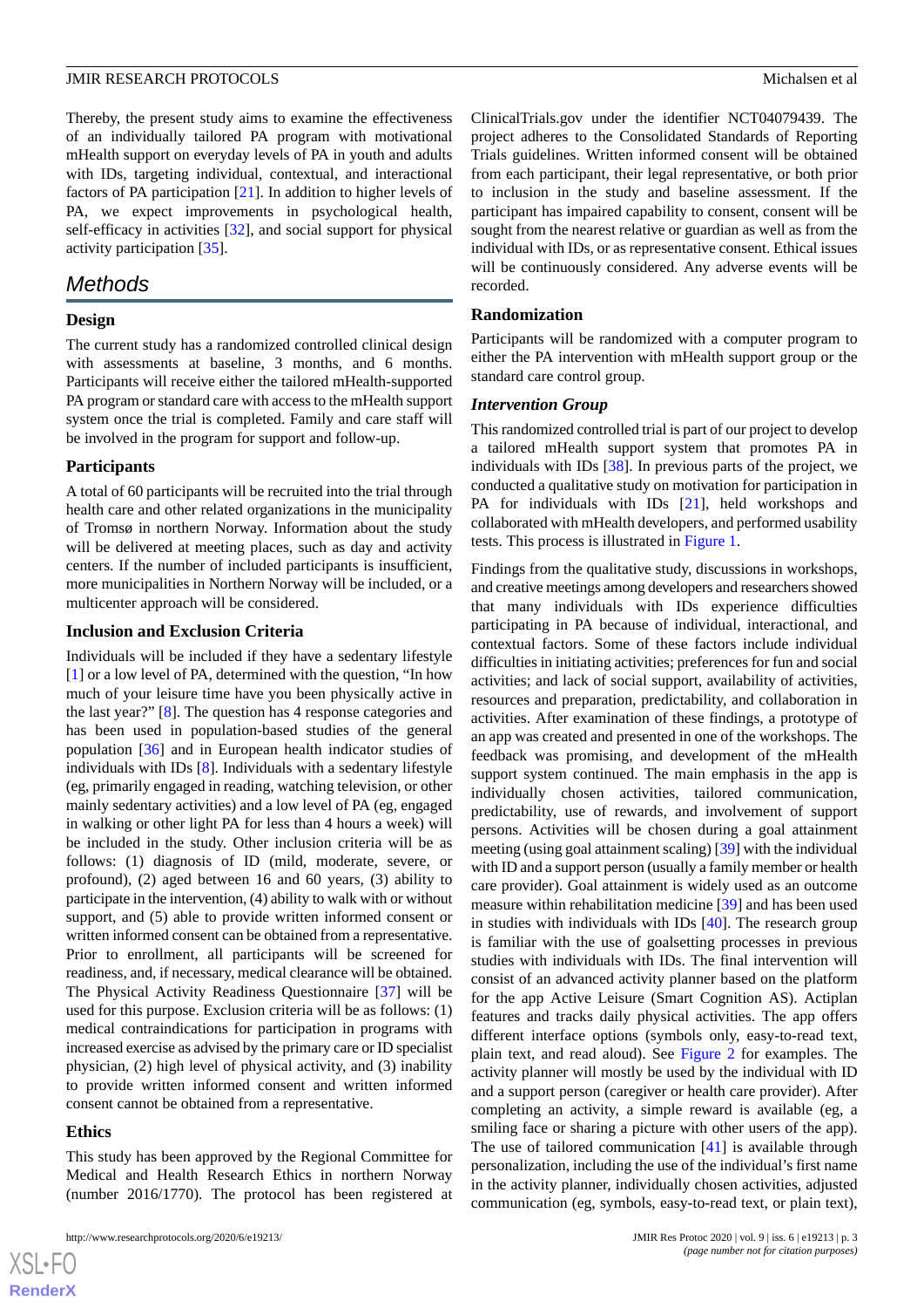Thereby, the present study aims to examine the effectiveness of an individually tailored PA program with motivational mHealth support on everyday levels of PA in youth and adults with IDs, targeting individual, contextual, and interactional factors of PA participation [21]. In addition to higher levels of PA, we expect improvements in psychological health, self-efficacy in activities [32], and social support for physical activity participation [35].

## Methods

### Design

The current study has a randomized controlled clinical design with assessments at baseline, 3 months, and 6 months. Participants will receive either the tailored mHealth-supported PA program or standard care with access to the mHealth support system once the trial is completed. Family and care staff will be involved in the program for support and follow-up.

### Participants

A total of 60 participants will be recruited into the trial through health care and other related organizations in the municipality of Tromsø in northern Norway. Information about the study will be delivered at meeting places, such as day and activity centers. If the number of included participants is insufficient, more municipalities in Northern Norway will be included, or a multicenter approach will be considered.

### Inclusion and Exclusion Criteria

Individuals will be included if they have a sedentary lifestyle [1] or a low level of PA, determined with the question, "In how much of your leisure time have you been physically active in the last year?" [8]. The question has 4 response categories and has been used in population-based studies of the general population [36] and in European health indicator studies of individuals with IDs [8]. Individuals with a sedentary lifestyle (eg, primarily engaged in reading, watching television, or other mainly sedentary activities) and a low level of PA (eg, engaged in walking or other light PA for less than 4 hours a week) will be included in the study. Other inclusion criteria will be as follows: (1) diagnosis of ID (mild, moderate, severe, or profound), (2) aged between 16 and 60 years, (3) ability to participate in the intervention, (4) ability to walk with or without support, and (5) able to provide written informed consent or written informed consent can be obtained from a representative. Prior to enrollment, all participants will be screened for readiness, and, if necessary, medical clearance will be obtained. The Physical Activity Readiness Questionnaire [37] will be used for this purpose. Exclusion criteria will be as follows: (1) medical contraindications for participation in programs with increased exercise as advised by the primary care or ID specialist physician, (2) high level of physical activity, and (3) inability to provide written informed consent and written informed consent cannot be obtained from a representative.

### Ethics

This study has been approved by the Regional Committee for Medical and Health Research Ethics in northern Norway (number 2016/1770). The protocol has been registered at ClinicalTrials.gov under the identifier NCT04079439. The project adheres to the Consolidated Standards of Reporting Trials guidelines. Written informed consent will be obtained from each participant, their legal representative, or both prior to inclusion in the study and baseline assessment. If the participant has impaired capability to consent, consent will be sought from the nearest relative or guardian as well as from the individual with IDs, or as representative consent. Ethical issues will be continuously considered. Any adverse events will be recorded.

### Randomization

Participants will be randomized with a computer program to either the PA intervention with mHealth support group or the standard care control group.

### *Intervention Group*

This randomized controlled trial is part of our project to develop a tailored mHealth support system that promotes PA in individuals with IDs [38]. In previous parts of the project, we conducted a qualitative study on motivation for participation in PA for individuals with IDs [21], held workshops and collaborated with mHealth developers, and performed usability tests. This process is illustrated in Figure 1.

Findings from the qualitative study, discussions in workshops, and creative meetings among developers and researchers showed that many individuals with IDs experience difficulties participating in PA because of individual, interactional, and contextual factors. Some of these factors include individual difficulties in initiating activities; preferences for fun and social activities; and lack of social support, availability of activities, resources and preparation, predictability, and collaboration in activities. After examination of these findings, a prototype of an app was created and presented in one of the workshops. The feedback was promising, and development of the mHealth support system continued. The main emphasis in the app is individually chosen activities, tailored communication, predictability, use of rewards, and involvement of support persons. Activities will be chosen during a goal attainment meeting (using goal attainment scaling) [39] with the individual with ID and a support person (usually a family member or health care provider). Goal attainment is widely used as an outcome measure within rehabilitation medicine [39] and has been used in studies with individuals with IDs [40]. The research group is familiar with the use of goalsetting processes in previous studies with individuals with IDs. The final intervention will consist of an advanced activity planner based on the platform for the app Active Leisure (Smart Cognition AS). Actiplan features and tracks daily physical activities. The app offers different interface options (symbols only, easy-to-read text, plain text, and read aloud). See Figure 2 for examples. The activity planner will mostly be used by the individual with ID and a support person (caregiver or health care provider). After completing an activity, a simple reward is available (eg, a smiling face or sharing a picture with other users of the app). The use of tailored communication [41] is available through personalization, including the use of the individual's first name in the activity planner, individually chosen activities, adjusted communication (eg, symbols, easy-to-read text, or plain text),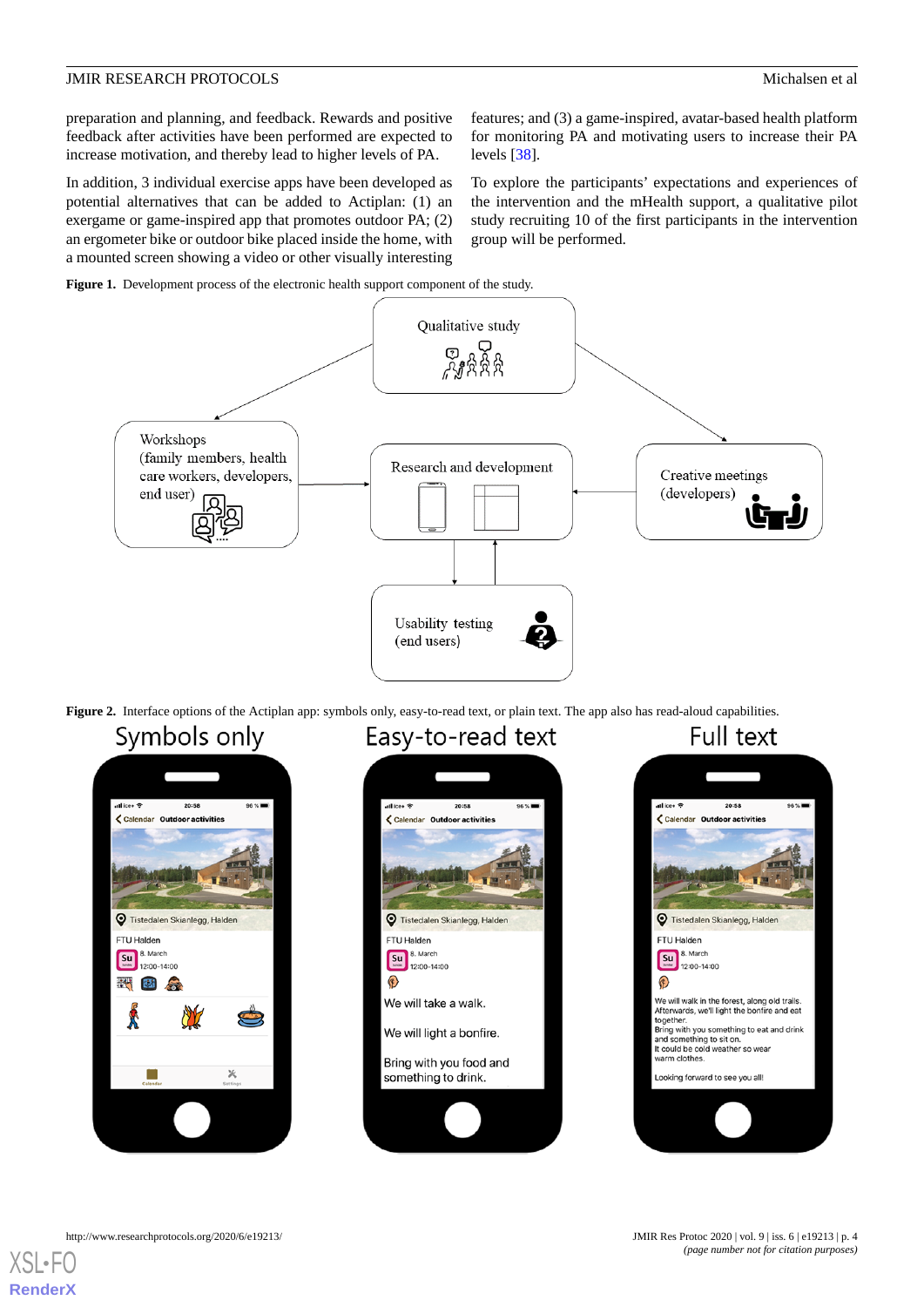preparation and planning, and feedback. Rewards and positive feedback after activities have been performed are expected to increase motivation, and thereby lead to higher levels of PA.

In addition, 3 individual exercise apps have been developed as potential alternatives that can be added to Actiplan: (1) an exergame or game-inspired app that promotes outdoor PA; (2) an ergometer bike or outdoor bike placed inside the home, with a mounted screen showing a video or other visually interesting features; and (3) a game-inspired, avatar-based health platform for monitoring PA and motivating users to increase their PA levels [38].

To explore the participants' expectations and experiences of the intervention and the mHealth support, a qualitative pilot study recruiting 10 of the first participants in the intervention group will be performed.

**Figure 1.** Development process of the electronic health support component of the study.

**Figure 2.** Interface options of the Actiplan app: symbols only, easy-to-read text, or plain text. The app also has read-aloud capabilities.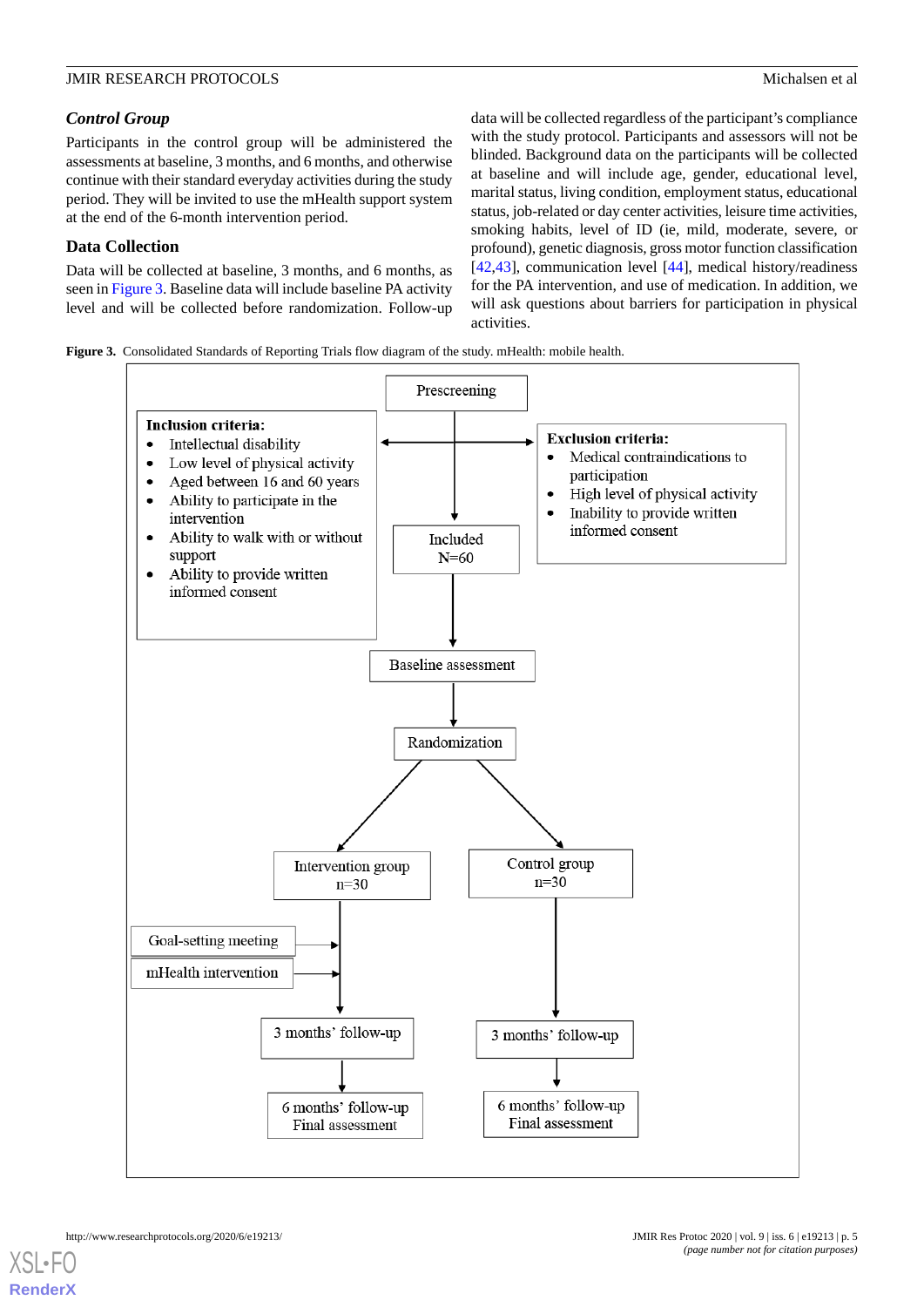### *Control Group*

Participants in the control group will be administered the assessments at baseline, 3 months, and 6 months, and otherwise continue with their standard everyday activities during the study period. They will be invited to use the mHealth support system at the end of the 6-month intervention period.

### Data Collection

Data will be collected at baseline, 3 months, and 6 months, as seen in Figure 3. Baseline data will include baseline PA activity level and will be collected before randomization. Follow-up data will be collected regardless of the participant's compliance with the study protocol. Participants and assessors will not be blinded. Background data on the participants will be collected at baseline and will include age, gender, educational level, marital status, living condition, employment status, educational status, job-related or day center activities, leisure time activities, smoking habits, level of ID (ie, mild, moderate, severe, or profound), genetic diagnosis, gross motor function classification [42,43], communication level [44], medical history/readiness for the PA intervention, and use of medication. In addition, we will ask questions about barriers for participation in physical activities.

**Figure 3.** Consolidated Standards of Reporting Trials flow diagram of the study. mHealth: mobile health.

Prescreening

**Inclusion criteria:**
- Intellectual disability
- Low level of physical activity
- Aged between 16 and 60 years
- Ability to participate in the intervention
- Ability to walk with or without support
- Ability to provide written informed consent

**Exclusion criteria:**
- Medical contraindications to participation
- High level of physical activity
- Inability to provide written informed consent

Included N=60

Baseline assessment

Randomization

Intervention group n=30 → Goal-setting meeting; mHealth intervention → 3 months' follow-up → 6 months' follow-up Final assessment

Control group n=30 → 3 months' follow-up → 6 months' follow-up Final assessment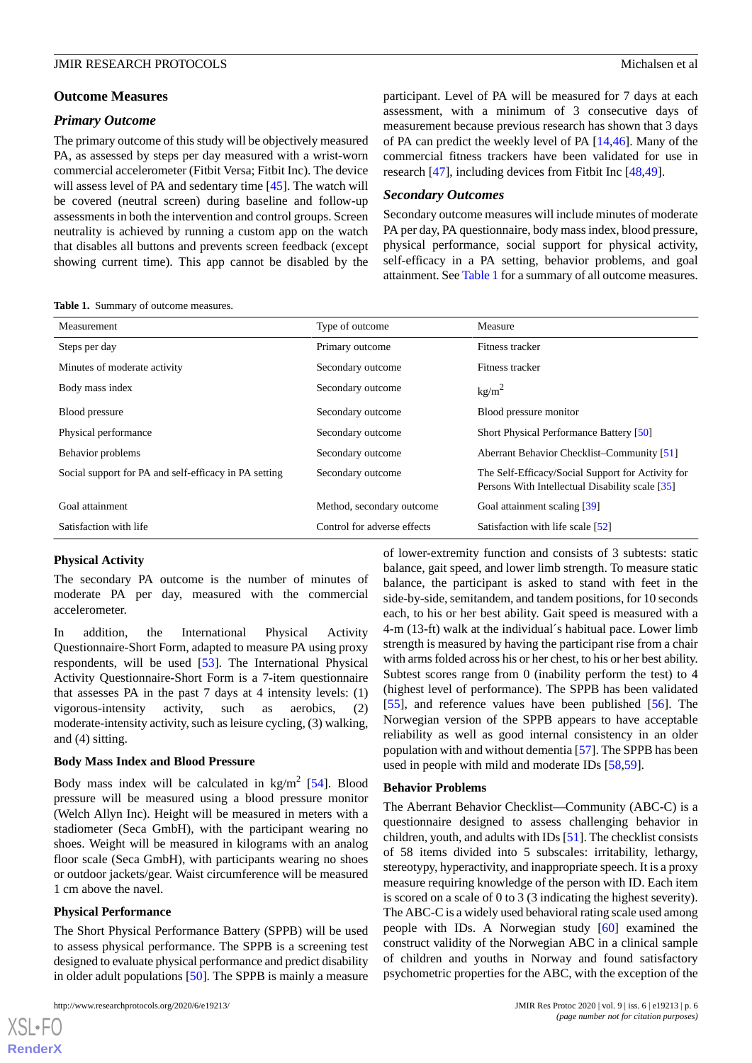## Outcome Measures

### Primary Outcome

The primary outcome of this study will be objectively measured PA, as assessed by steps per day measured with a wrist-worn commercial accelerometer (Fitbit Versa; Fitbit Inc). The device will assess level of PA and sedentary time [45]. The watch will be covered (neutral screen) during baseline and follow-up assessments in both the intervention and control groups. Screen neutrality is achieved by running a custom app on the watch that disables all buttons and prevents screen feedback (except showing current time). This app cannot be disabled by the participant. Level of PA will be measured for 7 days at each assessment, with a minimum of 3 consecutive days of measurement because previous research has shown that 3 days of PA can predict the weekly level of PA [14,46]. Many of the commercial fitness trackers have been validated for use in research [47], including devices from Fitbit Inc [48,49].

### Secondary Outcomes

Secondary outcome measures will include minutes of moderate PA per day, PA questionnaire, body mass index, blood pressure, physical performance, social support for physical activity, self-efficacy in a PA setting, behavior problems, and goal attainment. See Table 1 for a summary of all outcome measures.

**Table 1.** Summary of outcome measures.

| Measurement | Type of outcome | Measure |
|---|---|---|
| Steps per day | Primary outcome | Fitness tracker |
| Minutes of moderate activity | Secondary outcome | Fitness tracker |
| Body mass index | Secondary outcome | $kg/m^2$ |
| Blood pressure | Secondary outcome | Blood pressure monitor |
| Physical performance | Secondary outcome | Short Physical Performance Battery [50] |
| Behavior problems | Secondary outcome | Aberrant Behavior Checklist–Community [51] |
| Social support for PA and self-efficacy in PA setting | Secondary outcome | The Self-Efficacy/Social Support for Activity for Persons With Intellectual Disability scale [35] |
| Goal attainment | Method, secondary outcome | Goal attainment scaling [39] |
| Satisfaction with life | Control for adverse effects | Satisfaction with life scale [52] |

#### Physical Activity

The secondary PA outcome is the number of minutes of moderate PA per day, measured with the commercial accelerometer.

In addition, the International Physical Activity Questionnaire-Short Form, adapted to measure PA using proxy respondents, will be used [53]. The International Physical Activity Questionnaire-Short Form is a 7-item questionnaire that assesses PA in the past 7 days at 4 intensity levels: (1) vigorous-intensity activity, such as aerobics, (2) moderate-intensity activity, such as leisure cycling, (3) walking, and (4) sitting.

#### Body Mass Index and Blood Pressure

Body mass index will be calculated in $kg/m^2$ [54]. Blood pressure will be measured using a blood pressure monitor (Welch Allyn Inc). Height will be measured in meters with a stadiometer (Seca GmbH), with the participant wearing no shoes. Weight will be measured in kilograms with an analog floor scale (Seca GmbH), with participants wearing no shoes or outdoor jackets/gear. Waist circumference will be measured 1 cm above the navel.

#### Physical Performance

The Short Physical Performance Battery (SPPB) will be used to assess physical performance. The SPPB is a screening test designed to evaluate physical performance and predict disability in older adult populations [50]. The SPPB is mainly a measure of lower-extremity function and consists of 3 subtests: static balance, gait speed, and lower limb strength. To measure static balance, the participant is asked to stand with feet in the side-by-side, semitandem, and tandem positions, for 10 seconds each, to his or her best ability. Gait speed is measured with a 4-m (13-ft) walk at the individual´s habitual pace. Lower limb strength is measured by having the participant rise from a chair with arms folded across his or her chest, to his or her best ability. Subtest scores range from 0 (inability perform the test) to 4 (highest level of performance). The SPPB has been validated [55], and reference values have been published [56]. The Norwegian version of the SPPB appears to have acceptable reliability as well as good internal consistency in an older population with and without dementia [57]. The SPPB has been used in people with mild and moderate IDs [58,59].

#### Behavior Problems

The Aberrant Behavior Checklist—Community (ABC-C) is a questionnaire designed to assess challenging behavior in children, youth, and adults with IDs [51]. The checklist consists of 58 items divided into 5 subscales: irritability, lethargy, stereotypy, hyperactivity, and inappropriate speech. It is a proxy measure requiring knowledge of the person with ID. Each item is scored on a scale of 0 to 3 (3 indicating the highest severity). The ABC-C is a widely used behavioral rating scale among people with IDs. A Norwegian study [60] examined the construct validity of the Norwegian ABC in a clinical sample of children and youths in Norway and found satisfactory psychometric properties for the ABC, with the exception of the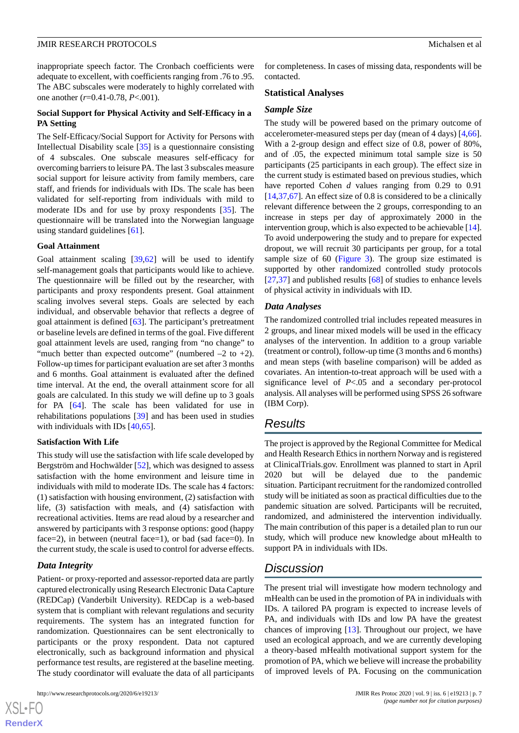inappropriate speech factor. The Cronbach coefficients were adequate to excellent, with coefficients ranging from .76 to .95. The ABC subscales were moderately to highly correlated with one another ($r$=0.41-0.78, $P$<.001).

#### Social Support for Physical Activity and Self-Efficacy in a PA Setting

The Self-Efficacy/Social Support for Activity for Persons with Intellectual Disability scale [35] is a questionnaire consisting of 4 subscales. One subscale measures self-efficacy for overcoming barriers to leisure PA. The last 3 subscales measure social support for leisure activity from family members, care staff, and friends for individuals with IDs. The scale has been validated for self-reporting from individuals with mild to moderate IDs and for use by proxy respondents [35]. The questionnaire will be translated into the Norwegian language using standard guidelines [61].

#### Goal Attainment

Goal attainment scaling [39,62] will be used to identify self-management goals that participants would like to achieve. The questionnaire will be filled out by the researcher, with participants and proxy respondents present. Goal attainment scaling involves several steps. Goals are selected by each individual, and observable behavior that reflects a degree of goal attainment is defined [63]. The participant's pretreatment or baseline levels are defined in terms of the goal. Five different goal attainment levels are used, ranging from "no change" to "much better than expected outcome" (numbered –2 to +2). Follow-up times for participant evaluation are set after 3 months and 6 months. Goal attainment is evaluated after the defined time interval. At the end, the overall attainment score for all goals are calculated. In this study we will define up to 3 goals for PA [64]. The scale has been validated for use in rehabilitations populations [39] and has been used in studies with individuals with IDs [40,65].

#### Satisfaction With Life

This study will use the satisfaction with life scale developed by Bergström and Hochwälder [52], which was designed to assess satisfaction with the home environment and leisure time in individuals with mild to moderate IDs. The scale has 4 factors: (1) satisfaction with housing environment, (2) satisfaction with life, (3) satisfaction with meals, and (4) satisfaction with recreational activities. Items are read aloud by a researcher and answered by participants with 3 response options: good (happy face=2), in between (neutral face=1), or bad (sad face=0). In the current study, the scale is used to control for adverse effects.

### *Data Integrity*

Patient- or proxy-reported and assessor-reported data are partly captured electronically using Research Electronic Data Capture (REDCap) (Vanderbilt University). REDCap is a web-based system that is compliant with relevant regulations and security requirements. The system has an integrated function for randomization. Questionnaires can be sent electronically to participants or the proxy respondent. Data not captured electronically, such as background information and physical performance test results, are registered at the baseline meeting. The study coordinator will evaluate the data of all participants for completeness. In cases of missing data, respondents will be contacted.

### Statistical Analyses

#### *Sample Size*

The study will be powered based on the primary outcome of accelerometer-measured steps per day (mean of 4 days) [4,66]. With a 2-group design and effect size of 0.8, power of 80%, and of .05, the expected minimum total sample size is 50 participants (25 participants in each group). The effect size in the current study is estimated based on previous studies, which have reported Cohen $d$ values ranging from 0.29 to 0.91 [14,37,67]. An effect size of 0.8 is considered to be a clinically relevant difference between the 2 groups, corresponding to an increase in steps per day of approximately 2000 in the intervention group, which is also expected to be achievable [14]. To avoid underpowering the study and to prepare for expected dropout, we will recruit 30 participants per group, for a total sample size of 60 (Figure 3). The group size estimated is supported by other randomized controlled study protocols [27,37] and published results [68] of studies to enhance levels of physical activity in individuals with ID.

#### *Data Analyses*

The randomized controlled trial includes repeated measures in 2 groups, and linear mixed models will be used in the efficacy analyses of the intervention. In addition to a group variable (treatment or control), follow-up time (3 months and 6 months) and mean steps (with baseline comparison) will be added as covariates. An intention-to-treat approach will be used with a significance level of $P$<.05 and a secondary per-protocol analysis. All analyses will be performed using SPSS 26 software (IBM Corp).

## Results

The project is approved by the Regional Committee for Medical and Health Research Ethics in northern Norway and is registered at ClinicalTrials.gov. Enrollment was planned to start in April 2020 but will be delayed due to the pandemic situation. Participant recruitment for the randomized controlled study will be initiated as soon as practical difficulties due to the pandemic situation are solved. Participants will be recruited, randomized, and administered the intervention individually. The main contribution of this paper is a detailed plan to run our study, which will produce new knowledge about mHealth to support PA in individuals with IDs.

## Discussion

The present trial will investigate how modern technology and mHealth can be used in the promotion of PA in individuals with IDs. A tailored PA program is expected to increase levels of PA, and individuals with IDs and low PA have the greatest chances of improving [13]. Throughout our project, we have used an ecological approach, and we are currently developing a theory-based mHealth motivational support system for the promotion of PA, which we believe will increase the probability of improved levels of PA. Focusing on the communication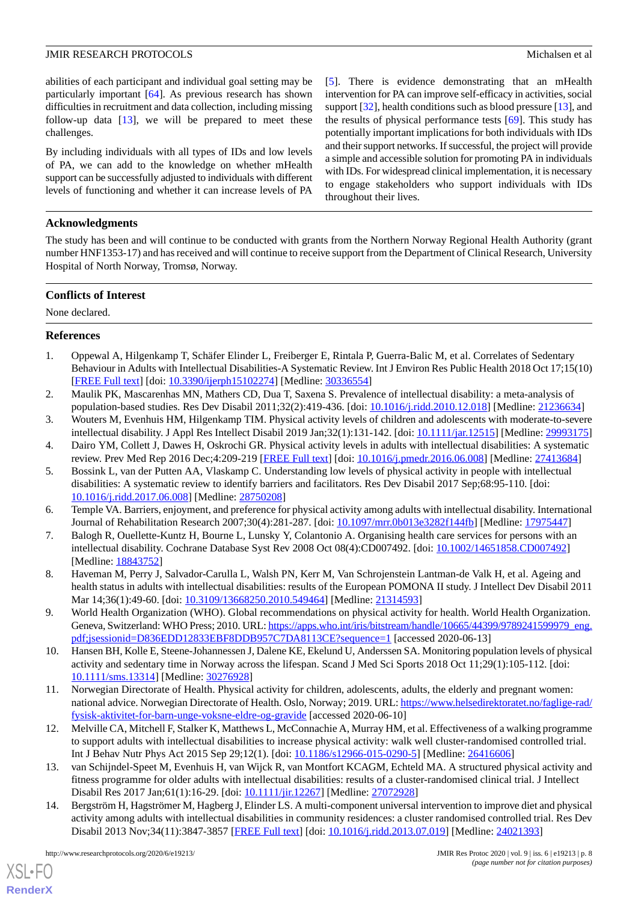abilities of each participant and individual goal setting may be particularly important [64]. As previous research has shown difficulties in recruitment and data collection, including missing follow-up data [13], we will be prepared to meet these challenges.

By including individuals with all types of IDs and low levels of PA, we can add to the knowledge on whether mHealth support can be successfully adjusted to individuals with different levels of functioning and whether it can increase levels of PA [5]. There is evidence demonstrating that an mHealth intervention for PA can improve self-efficacy in activities, social support [32], health conditions such as blood pressure [13], and the results of physical performance tests [69]. This study has potentially important implications for both individuals with IDs and their support networks. If successful, the project will provide a simple and accessible solution for promoting PA in individuals with IDs. For widespread clinical implementation, it is necessary to engage stakeholders who support individuals with IDs throughout their lives.

## Acknowledgments

The study has been and will continue to be conducted with grants from the Northern Norway Regional Health Authority (grant number HNF1353-17) and has received and will continue to receive support from the Department of Clinical Research, University Hospital of North Norway, Tromsø, Norway.

## Conflicts of Interest

None declared.

## References

1. Oppewal A, Hilgenkamp T, Schäfer Elinder L, Freiberger E, Rintala P, Guerra-Balic M, et al. Correlates of Sedentary Behaviour in Adults with Intellectual Disabilities-A Systematic Review. Int J Environ Res Public Health 2018 Oct 17;15(10) [FREE Full text] [doi: 10.3390/ijerph15102274] [Medline: 30336554]
2. Maulik PK, Mascarenhas MN, Mathers CD, Dua T, Saxena S. Prevalence of intellectual disability: a meta-analysis of population-based studies. Res Dev Disabil 2011;32(2):419-436. [doi: 10.1016/j.ridd.2010.12.018] [Medline: 21236634]
3. Wouters M, Evenhuis HM, Hilgenkamp TIM. Physical activity levels of children and adolescents with moderate-to-severe intellectual disability. J Appl Res Intellect Disabil 2019 Jan;32(1):131-142. [doi: 10.1111/jar.12515] [Medline: 29993175]
4. Dairo YM, Collett J, Dawes H, Oskrochi GR. Physical activity levels in adults with intellectual disabilities: A systematic review. Prev Med Rep 2016 Dec;4:209-219 [FREE Full text] [doi: 10.1016/j.pmedr.2016.06.008] [Medline: 27413684]
5. Bossink L, van der Putten AA, Vlaskamp C. Understanding low levels of physical activity in people with intellectual disabilities: A systematic review to identify barriers and facilitators. Res Dev Disabil 2017 Sep;68:95-110. [doi: 10.1016/j.ridd.2017.06.008] [Medline: 28750208]
6. Temple VA. Barriers, enjoyment, and preference for physical activity among adults with intellectual disability. International Journal of Rehabilitation Research 2007;30(4):281-287. [doi: 10.1097/mrr.0b013e3282f144fb] [Medline: 17975447]
7. Balogh R, Ouellette-Kuntz H, Bourne L, Lunsky Y, Colantonio A. Organising health care services for persons with an intellectual disability. Cochrane Database Syst Rev 2008 Oct 08(4):CD007492. [doi: 10.1002/14651858.CD007492] [Medline: 18843752]
8. Haveman M, Perry J, Salvador-Carulla L, Walsh PN, Kerr M, Van Schrojenstein Lantman-de Valk H, et al. Ageing and health status in adults with intellectual disabilities: results of the European POMONA II study. J Intellect Dev Disabil 2011 Mar 14;36(1):49-60. [doi: 10.3109/13668250.2010.549464] [Medline: 21314593]
9. World Health Organization (WHO). Global recommendations on physical activity for health. World Health Organization. Geneva, Switzerland: WHO Press; 2010. URL: https://apps.who.int/iris/bitstream/handle/10665/44399/9789241599979_eng.pdf;jsessionid=D836EDD12833EBF8DDB957C7DA8113CE?sequence=1 [accessed 2020-06-13]
10. Hansen BH, Kolle E, Steene-Johannessen J, Dalene KE, Ekelund U, Anderssen SA. Monitoring population levels of physical activity and sedentary time in Norway across the lifespan. Scand J Med Sci Sports 2018 Oct 11;29(1):105-112. [doi: 10.1111/sms.13314] [Medline: 30276928]
11. Norwegian Directorate of Health. Physical activity for children, adolescents, adults, the elderly and pregnant women: national advice. Norwegian Directorate of Health. Oslo, Norway; 2019. URL: https://www.helsedirektoratet.no/faglige-rad/fysisk-aktivitet-for-barn-unge-voksne-eldre-og-gravide [accessed 2020-06-10]
12. Melville CA, Mitchell F, Stalker K, Matthews L, McConnachie A, Murray HM, et al. Effectiveness of a walking programme to support adults with intellectual disabilities to increase physical activity: walk well cluster-randomised controlled trial. Int J Behav Nutr Phys Act 2015 Sep 29;12(1). [doi: 10.1186/s12966-015-0290-5] [Medline: 26416606]
13. van Schijndel-Speet M, Evenhuis H, van Wijck R, van Montfort KCAGM, Echteld MA. A structured physical activity and fitness programme for older adults with intellectual disabilities: results of a cluster-randomised clinical trial. J Intellect Disabil Res 2017 Jan;61(1):16-29. [doi: 10.1111/jir.12267] [Medline: 27072928]
14. Bergström H, Hagströmer M, Hagberg J, Elinder LS. A multi-component universal intervention to improve diet and physical activity among adults with intellectual disabilities in community residences: a cluster randomised controlled trial. Res Dev Disabil 2013 Nov;34(11):3847-3857 [FREE Full text] [doi: 10.1016/j.ridd.2013.07.019] [Medline: 24021393]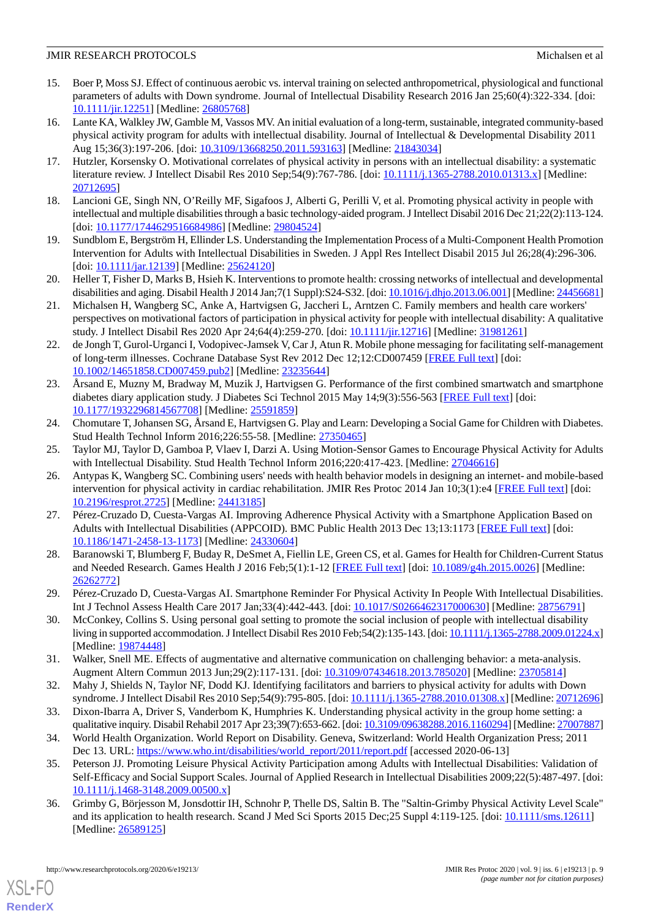15. Boer P, Moss SJ. Effect of continuous aerobic vs. interval training on selected anthropometrical, physiological and functional parameters of adults with Down syndrome. Journal of Intellectual Disability Research 2016 Jan 25;60(4):322-334. [doi: 10.1111/jir.12251] [Medline: 26805768]
16. Lante KA, Walkley JW, Gamble M, Vassos MV. An initial evaluation of a long-term, sustainable, integrated community-based physical activity program for adults with intellectual disability. Journal of Intellectual & Developmental Disability 2011 Aug 15;36(3):197-206. [doi: 10.3109/13668250.2011.593163] [Medline: 21843034]
17. Hutzler, Korsensky O. Motivational correlates of physical activity in persons with an intellectual disability: a systematic literature review. J Intellect Disabil Res 2010 Sep;54(9):767-786. [doi: 10.1111/j.1365-2788.2010.01313.x] [Medline: 20712695]
18. Lancioni GE, Singh NN, O'Reilly MF, Sigafoos J, Alberti G, Perilli V, et al. Promoting physical activity in people with intellectual and multiple disabilities through a basic technology-aided program. J Intellect Disabil 2016 Dec 21;22(2):113-124. [doi: 10.1177/1744629516684986] [Medline: 29804524]
19. Sundblom E, Bergström H, Ellinder LS. Understanding the Implementation Process of a Multi-Component Health Promotion Intervention for Adults with Intellectual Disabilities in Sweden. J Appl Res Intellect Disabil 2015 Jul 26;28(4):296-306. [doi: 10.1111/jar.12139] [Medline: 25624120]
20. Heller T, Fisher D, Marks B, Hsieh K. Interventions to promote health: crossing networks of intellectual and developmental disabilities and aging. Disabil Health J 2014 Jan;7(1 Suppl):S24-S32. [doi: 10.1016/j.dhjo.2013.06.001] [Medline: 24456681]
21. Michalsen H, Wangberg SC, Anke A, Hartvigsen G, Jaccheri L, Arntzen C. Family members and health care workers' perspectives on motivational factors of participation in physical activity for people with intellectual disability: A qualitative study. J Intellect Disabil Res 2020 Apr 24;64(4):259-270. [doi: 10.1111/jir.12716] [Medline: 31981261]
22. de Jongh T, Gurol-Urganci I, Vodopivec-Jamsek V, Car J, Atun R. Mobile phone messaging for facilitating self-management of long-term illnesses. Cochrane Database Syst Rev 2012 Dec 12;12:CD007459 [FREE Full text] [doi: 10.1002/14651858.CD007459.pub2] [Medline: 23235644]
23. Årsand E, Muzny M, Bradway M, Muzik J, Hartvigsen G. Performance of the first combined smartwatch and smartphone diabetes diary application study. J Diabetes Sci Technol 2015 May 14;9(3):556-563 [FREE Full text] [doi: 10.1177/1932296814567708] [Medline: 25591859]
24. Chomutare T, Johansen SG, Årsand E, Hartvigsen G. Play and Learn: Developing a Social Game for Children with Diabetes. Stud Health Technol Inform 2016;226:55-58. [Medline: 27350465]
25. Taylor MJ, Taylor D, Gamboa P, Vlaev I, Darzi A. Using Motion-Sensor Games to Encourage Physical Activity for Adults with Intellectual Disability. Stud Health Technol Inform 2016;220:417-423. [Medline: 27046616]
26. Antypas K, Wangberg SC. Combining users' needs with health behavior models in designing an internet- and mobile-based intervention for physical activity in cardiac rehabilitation. JMIR Res Protoc 2014 Jan 10;3(1):e4 [FREE Full text] [doi: 10.2196/resprot.2725] [Medline: 24413185]
27. Pérez-Cruzado D, Cuesta-Vargas AI. Improving Adherence Physical Activity with a Smartphone Application Based on Adults with Intellectual Disabilities (APPCOID). BMC Public Health 2013 Dec 13;13:1173 [FREE Full text] [doi: 10.1186/1471-2458-13-1173] [Medline: 24330604]
28. Baranowski T, Blumberg F, Buday R, DeSmet A, Fiellin LE, Green CS, et al. Games for Health for Children-Current Status and Needed Research. Games Health J 2016 Feb;5(1):1-12 [FREE Full text] [doi: 10.1089/g4h.2015.0026] [Medline: 26262772]
29. Pérez-Cruzado D, Cuesta-Vargas AI. Smartphone Reminder For Physical Activity In People With Intellectual Disabilities. Int J Technol Assess Health Care 2017 Jan;33(4):442-443. [doi: 10.1017/S0266462317000630] [Medline: 28756791]
30. McConkey, Collins S. Using personal goal setting to promote the social inclusion of people with intellectual disability living in supported accommodation. J Intellect Disabil Res 2010 Feb;54(2):135-143. [doi: 10.1111/j.1365-2788.2009.01224.x] [Medline: 19874448]
31. Walker, Snell ME. Effects of augmentative and alternative communication on challenging behavior: a meta-analysis. Augment Altern Commun 2013 Jun;29(2):117-131. [doi: 10.3109/07434618.2013.785020] [Medline: 23705814]
32. Mahy J, Shields N, Taylor NF, Dodd KJ. Identifying facilitators and barriers to physical activity for adults with Down syndrome. J Intellect Disabil Res 2010 Sep;54(9):795-805. [doi: 10.1111/j.1365-2788.2010.01308.x] [Medline: 20712696]
33. Dixon-Ibarra A, Driver S, Vanderbom K, Humphries K. Understanding physical activity in the group home setting: a qualitative inquiry. Disabil Rehabil 2017 Apr 23;39(7):653-662. [doi: 10.3109/09638288.2016.1160294] [Medline: 27007887]
34. World Health Organization. World Report on Disability. Geneva, Switzerland: World Health Organization Press; 2011 Dec 13. URL: https://www.who.int/disabilities/world_report/2011/report.pdf [accessed 2020-06-13]
35. Peterson JJ. Promoting Leisure Physical Activity Participation among Adults with Intellectual Disabilities: Validation of Self-Efficacy and Social Support Scales. Journal of Applied Research in Intellectual Disabilities 2009;22(5):487-497. [doi: 10.1111/j.1468-3148.2009.00500.x]
36. Grimby G, Börjesson M, Jonsdottir IH, Schnohr P, Thelle DS, Saltin B. The "Saltin-Grimby Physical Activity Level Scale" and its application to health research. Scand J Med Sci Sports 2015 Dec;25 Suppl 4:119-125. [doi: 10.1111/sms.12611] [Medline: 26589125]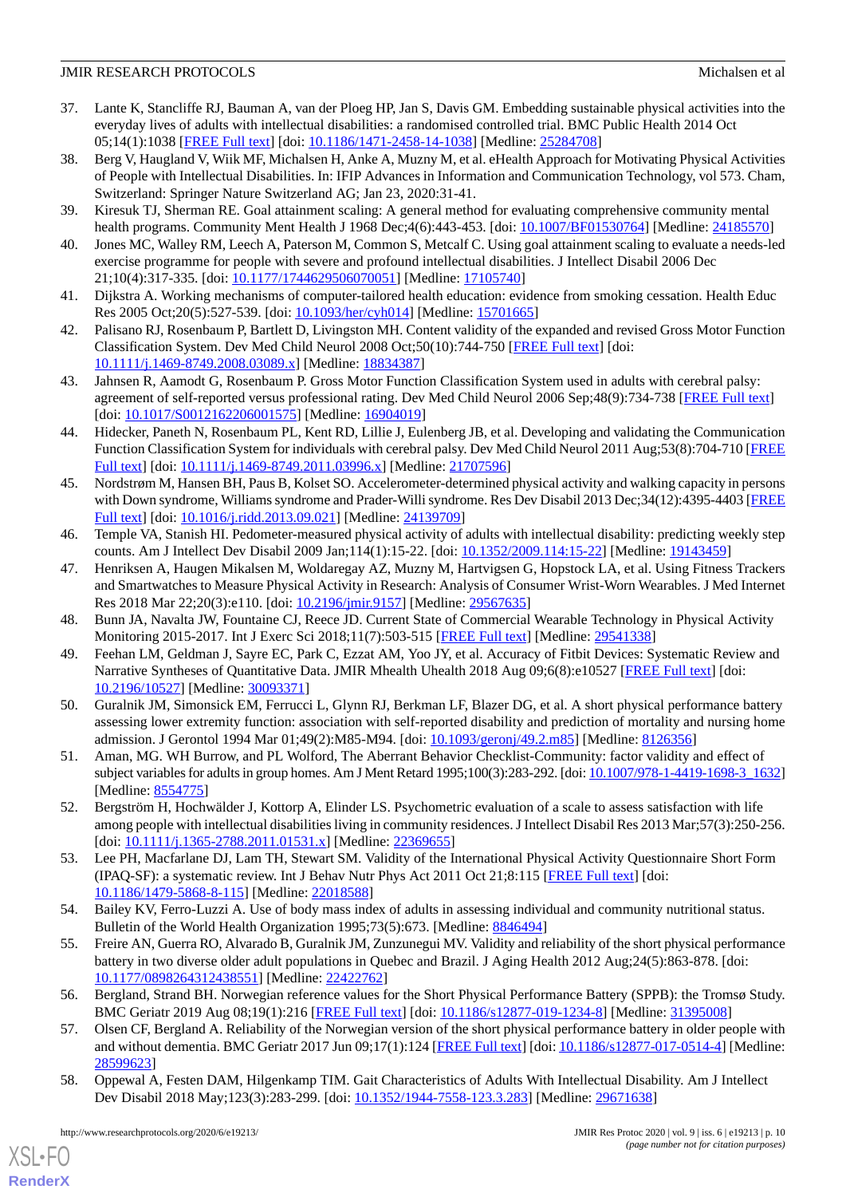37. Lante K, Stancliffe RJ, Bauman A, van der Ploeg HP, Jan S, Davis GM. Embedding sustainable physical activities into the everyday lives of adults with intellectual disabilities: a randomised controlled trial. BMC Public Health 2014 Oct 05;14(1):1038 [FREE Full text] [doi: 10.1186/1471-2458-14-1038] [Medline: 25284708]
38. Berg V, Haugland V, Wiik MF, Michalsen H, Anke A, Muzny M, et al. eHealth Approach for Motivating Physical Activities of People with Intellectual Disabilities. In: IFIP Advances in Information and Communication Technology, vol 573. Cham, Switzerland: Springer Nature Switzerland AG; Jan 23, 2020:31-41.
39. Kiresuk TJ, Sherman RE. Goal attainment scaling: A general method for evaluating comprehensive community mental health programs. Community Ment Health J 1968 Dec;4(6):443-453. [doi: 10.1007/BF01530764] [Medline: 24185570]
40. Jones MC, Walley RM, Leech A, Paterson M, Common S, Metcalf C. Using goal attainment scaling to evaluate a needs-led exercise programme for people with severe and profound intellectual disabilities. J Intellect Disabil 2006 Dec 21;10(4):317-335. [doi: 10.1177/1744629506070051] [Medline: 17105740]
41. Dijkstra A. Working mechanisms of computer-tailored health education: evidence from smoking cessation. Health Educ Res 2005 Oct;20(5):527-539. [doi: 10.1093/her/cyh014] [Medline: 15701665]
42. Palisano RJ, Rosenbaum P, Bartlett D, Livingston MH. Content validity of the expanded and revised Gross Motor Function Classification System. Dev Med Child Neurol 2008 Oct;50(10):744-750 [FREE Full text] [doi: 10.1111/j.1469-8749.2008.03089.x] [Medline: 18834387]
43. Jahnsen R, Aamodt G, Rosenbaum P. Gross Motor Function Classification System used in adults with cerebral palsy: agreement of self-reported versus professional rating. Dev Med Child Neurol 2006 Sep;48(9):734-738 [FREE Full text] [doi: 10.1017/S0012162206001575] [Medline: 16904019]
44. Hidecker, Paneth N, Rosenbaum PL, Kent RD, Lillie J, Eulenberg JB, et al. Developing and validating the Communication Function Classification System for individuals with cerebral palsy. Dev Med Child Neurol 2011 Aug;53(8):704-710 [FREE Full text] [doi: 10.1111/j.1469-8749.2011.03996.x] [Medline: 21707596]
45. Nordstrøm M, Hansen BH, Paus B, Kolset SO. Accelerometer-determined physical activity and walking capacity in persons with Down syndrome, Williams syndrome and Prader-Willi syndrome. Res Dev Disabil 2013 Dec;34(12):4395-4403 [FREE Full text] [doi: 10.1016/j.ridd.2013.09.021] [Medline: 24139709]
46. Temple VA, Stanish HI. Pedometer-measured physical activity of adults with intellectual disability: predicting weekly step counts. Am J Intellect Dev Disabil 2009 Jan;114(1):15-22. [doi: 10.1352/2009.114:15-22] [Medline: 19143459]
47. Henriksen A, Haugen Mikalsen M, Woldaregay AZ, Muzny M, Hartvigsen G, Hopstock LA, et al. Using Fitness Trackers and Smartwatches to Measure Physical Activity in Research: Analysis of Consumer Wrist-Worn Wearables. J Med Internet Res 2018 Mar 22;20(3):e110. [doi: 10.2196/jmir.9157] [Medline: 29567635]
48. Bunn JA, Navalta JW, Fountaine CJ, Reece JD. Current State of Commercial Wearable Technology in Physical Activity Monitoring 2015-2017. Int J Exerc Sci 2018;11(7):503-515 [FREE Full text] [Medline: 29541338]
49. Feehan LM, Geldman J, Sayre EC, Park C, Ezzat AM, Yoo JY, et al. Accuracy of Fitbit Devices: Systematic Review and Narrative Syntheses of Quantitative Data. JMIR Mhealth Uhealth 2018 Aug 09;6(8):e10527 [FREE Full text] [doi: 10.2196/10527] [Medline: 30093371]
50. Guralnik JM, Simonsick EM, Ferrucci L, Glynn RJ, Berkman LF, Blazer DG, et al. A short physical performance battery assessing lower extremity function: association with self-reported disability and prediction of mortality and nursing home admission. J Gerontol 1994 Mar 01;49(2):M85-M94. [doi: 10.1093/geronj/49.2.m85] [Medline: 8126356]
51. Aman, MG. WH Burrow, and PL Wolford, The Aberrant Behavior Checklist-Community: factor validity and effect of subject variables for adults in group homes. Am J Ment Retard 1995;100(3):283-292. [doi: 10.1007/978-1-4419-1698-3_1632] [Medline: 8554775]
52. Bergström H, Hochwälder J, Kottorp A, Elinder LS. Psychometric evaluation of a scale to assess satisfaction with life among people with intellectual disabilities living in community residences. J Intellect Disabil Res 2013 Mar;57(3):250-256. [doi: 10.1111/j.1365-2788.2011.01531.x] [Medline: 22369655]
53. Lee PH, Macfarlane DJ, Lam TH, Stewart SM. Validity of the International Physical Activity Questionnaire Short Form (IPAQ-SF): a systematic review. Int J Behav Nutr Phys Act 2011 Oct 21;8:115 [FREE Full text] [doi: 10.1186/1479-5868-8-115] [Medline: 22018588]
54. Bailey KV, Ferro-Luzzi A. Use of body mass index of adults in assessing individual and community nutritional status. Bulletin of the World Health Organization 1995;73(5):673. [Medline: 8846494]
55. Freire AN, Guerra RO, Alvarado B, Guralnik JM, Zunzunegui MV. Validity and reliability of the short physical performance battery in two diverse older adult populations in Quebec and Brazil. J Aging Health 2012 Aug;24(5):863-878. [doi: 10.1177/0898264312438551] [Medline: 22422762]
56. Bergland, Strand BH. Norwegian reference values for the Short Physical Performance Battery (SPPB): the Tromsø Study. BMC Geriatr 2019 Aug 08;19(1):216 [FREE Full text] [doi: 10.1186/s12877-019-1234-8] [Medline: 31395008]
57. Olsen CF, Bergland A. Reliability of the Norwegian version of the short physical performance battery in older people with and without dementia. BMC Geriatr 2017 Jun 09;17(1):124 [FREE Full text] [doi: 10.1186/s12877-017-0514-4] [Medline: 28599623]
58. Oppewal A, Festen DAM, Hilgenkamp TIM. Gait Characteristics of Adults With Intellectual Disability. Am J Intellect Dev Disabil 2018 May;123(3):283-299. [doi: 10.1352/1944-7558-123.3.283] [Medline: 29671638]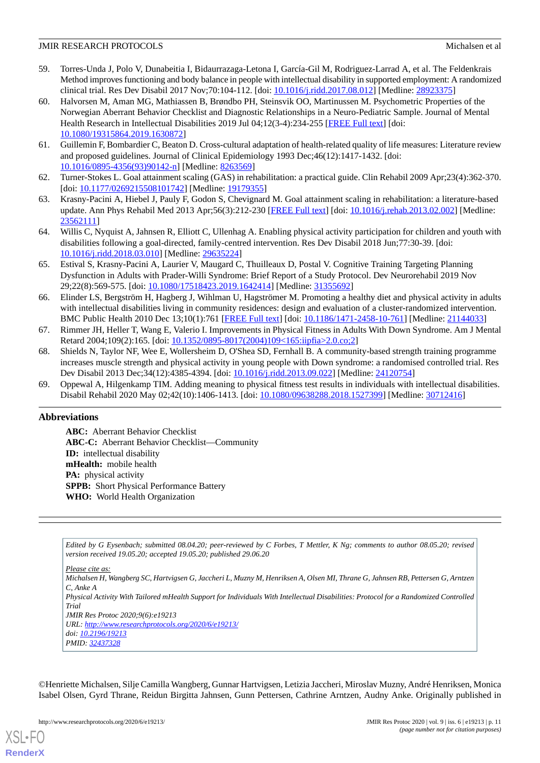59. Torres-Unda J, Polo V, Dunabeitia I, Bidaurrazaga-Letona I, García-Gil M, Rodriguez-Larrad A, et al. The Feldenkrais Method improves functioning and body balance in people with intellectual disability in supported employment: A randomized clinical trial. Res Dev Disabil 2017 Nov;70:104-112. [doi: 10.1016/j.ridd.2017.08.012] [Medline: 28923375]
60. Halvorsen M, Aman MG, Mathiassen B, Brøndbo PH, Steinsvik OO, Martinussen M. Psychometric Properties of the Norwegian Aberrant Behavior Checklist and Diagnostic Relationships in a Neuro-Pediatric Sample. Journal of Mental Health Research in Intellectual Disabilities 2019 Jul 04;12(3-4):234-255 [FREE Full text] [doi: 10.1080/19315864.2019.1630872]
61. Guillemin F, Bombardier C, Beaton D. Cross-cultural adaptation of health-related quality of life measures: Literature review and proposed guidelines. Journal of Clinical Epidemiology 1993 Dec;46(12):1417-1432. [doi: 10.1016/0895-4356(93)90142-n] [Medline: 8263569]
62. Turner-Stokes L. Goal attainment scaling (GAS) in rehabilitation: a practical guide. Clin Rehabil 2009 Apr;23(4):362-370. [doi: 10.1177/0269215508101742] [Medline: 19179355]
63. Krasny-Pacini A, Hiebel J, Pauly F, Godon S, Chevignard M. Goal attainment scaling in rehabilitation: a literature-based update. Ann Phys Rehabil Med 2013 Apr;56(3):212-230 [FREE Full text] [doi: 10.1016/j.rehab.2013.02.002] [Medline: 23562111]
64. Willis C, Nyquist A, Jahnsen R, Elliott C, Ullenhag A. Enabling physical activity participation for children and youth with disabilities following a goal-directed, family-centred intervention. Res Dev Disabil 2018 Jun;77:30-39. [doi: 10.1016/j.ridd.2018.03.010] [Medline: 29635224]
65. Estival S, Krasny-Pacini A, Laurier V, Maugard C, Thuilleaux D, Postal V. Cognitive Training Targeting Planning Dysfunction in Adults with Prader-Willi Syndrome: Brief Report of a Study Protocol. Dev Neurorehabil 2019 Nov 29;22(8):569-575. [doi: 10.1080/17518423.2019.1642414] [Medline: 31355692]
66. Elinder LS, Bergström H, Hagberg J, Wihlman U, Hagströmer M. Promoting a healthy diet and physical activity in adults with intellectual disabilities living in community residences: design and evaluation of a cluster-randomized intervention. BMC Public Health 2010 Dec 13;10(1):761 [FREE Full text] [doi: 10.1186/1471-2458-10-761] [Medline: 21144033]
67. Rimmer JH, Heller T, Wang E, Valerio I. Improvements in Physical Fitness in Adults With Down Syndrome. Am J Mental Retard 2004;109(2):165. [doi: 10.1352/0895-8017(2004)109<165:iipfia>2.0.co;2]
68. Shields N, Taylor NF, Wee E, Wollersheim D, O'Shea SD, Fernhall B. A community-based strength training programme increases muscle strength and physical activity in young people with Down syndrome: a randomised controlled trial. Res Dev Disabil 2013 Dec;34(12):4385-4394. [doi: 10.1016/j.ridd.2013.09.022] [Medline: 24120754]
69. Oppewal A, Hilgenkamp TIM. Adding meaning to physical fitness test results in individuals with intellectual disabilities. Disabil Rehabil 2020 May 02;42(10):1406-1413. [doi: 10.1080/09638288.2018.1527399] [Medline: 30712416]

## Abbreviations

**ABC:** Aberrant Behavior Checklist
**ABC-C:** Aberrant Behavior Checklist—Community
**ID:** intellectual disability
**mHealth:** mobile health
**PA:** physical activity
**SPPB:** Short Physical Performance Battery
**WHO:** World Health Organization

*Edited by G Eysenbach; submitted 08.04.20; peer-reviewed by C Forbes, T Mettler, K Ng; comments to author 08.05.20; revised version received 19.05.20; accepted 19.05.20; published 29.06.20*

*Please cite as:*
*Michalsen H, Wangberg SC, Hartvigsen G, Jaccheri L, Muzny M, Henriksen A, Olsen MI, Thrane G, Jahnsen RB, Pettersen G, Arntzen C, Anke A*
*Physical Activity With Tailored mHealth Support for Individuals With Intellectual Disabilities: Protocol for a Randomized Controlled Trial*
*JMIR Res Protoc 2020;9(6):e19213*
*URL: http://www.researchprotocols.org/2020/6/e19213/*
*doi: 10.2196/19213*
*PMID: 32437328*

©Henriette Michalsen, Silje Camilla Wangberg, Gunnar Hartvigsen, Letizia Jaccheri, Miroslav Muzny, André Henriksen, Monica Isabel Olsen, Gyrd Thrane, Reidun Birgitta Jahnsen, Gunn Pettersen, Cathrine Arntzen, Audny Anke. Originally published in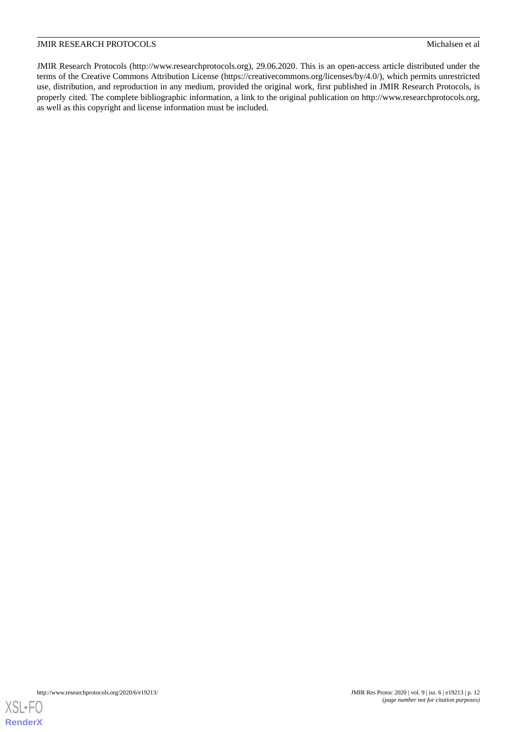JMIR Research Protocols (http://www.researchprotocols.org), 29.06.2020. This is an open-access article distributed under the terms of the Creative Commons Attribution License (https://creativecommons.org/licenses/by/4.0/), which permits unrestricted use, distribution, and reproduction in any medium, provided the original work, first published in JMIR Research Protocols, is properly cited. The complete bibliographic information, a link to the original publication on http://www.researchprotocols.org, as well as this copyright and license information must be included.